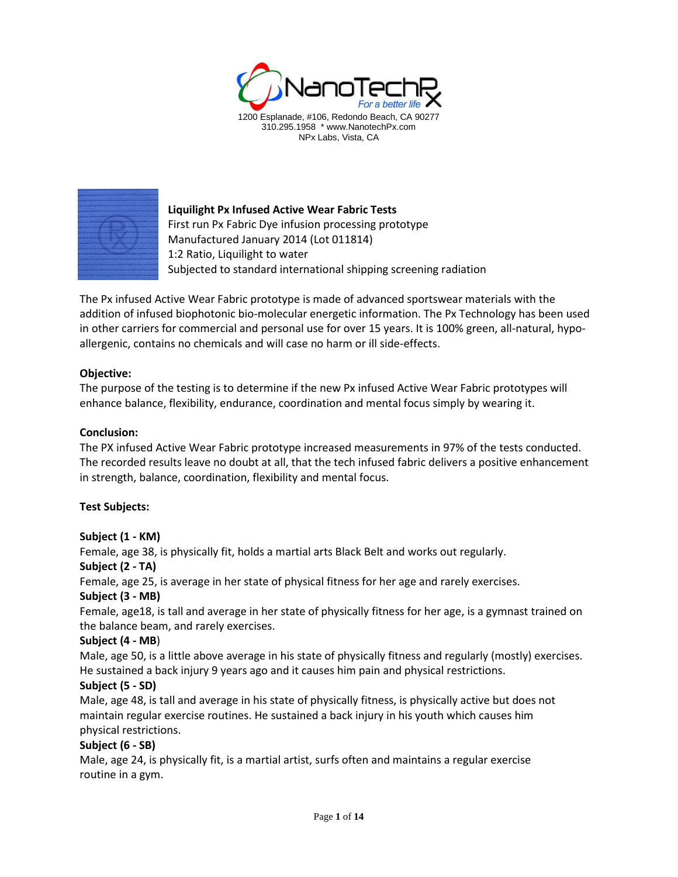NanoTechRx
*For a better life*

1200 Esplanade, #106, Redondo Beach, CA 90277
310.295.1958 * www.NanotechPx.com
NPx Labs, Vista, CA

**Liquilight Px Infused Active Wear Fabric Tests**
First run Px Fabric Dye infusion processing prototype
Manufactured January 2014 (Lot 011814)
1:2 Ratio, Liquilight to water
Subjected to standard international shipping screening radiation

The Px infused Active Wear Fabric prototype is made of advanced sportswear materials with the addition of infused biophotonic bio-molecular energetic information. The Px Technology has been used in other carriers for commercial and personal use for over 15 years. It is 100% green, all-natural, hypo-allergenic, contains no chemicals and will case no harm or ill side-effects.

**Objective:**
The purpose of the testing is to determine if the new Px infused Active Wear Fabric prototypes will enhance balance, flexibility, endurance, coordination and mental focus simply by wearing it.

**Conclusion:**
The PX infused Active Wear Fabric prototype increased measurements in 97% of the tests conducted. The recorded results leave no doubt at all, that the tech infused fabric delivers a positive enhancement in strength, balance, coordination, flexibility and mental focus.

**Test Subjects:**

**Subject (1 - KM)**
Female, age 38, is physically fit, holds a martial arts Black Belt and works out regularly.
**Subject (2 - TA)**
Female, age 25, is average in her state of physical fitness for her age and rarely exercises.
**Subject (3 - MB)**
Female, age18, is tall and average in her state of physically fitness for her age, is a gymnast trained on the balance beam, and rarely exercises.
**Subject (4 - MB)**
Male, age 50, is a little above average in his state of physically fitness and regularly (mostly) exercises. He sustained a back injury 9 years ago and it causes him pain and physical restrictions.
**Subject (5 - SD)**
Male, age 48, is tall and average in his state of physically fitness, is physically active but does not maintain regular exercise routines. He sustained a back injury in his youth which causes him physical restrictions.
**Subject (6 - SB)**
Male, age 24, is physically fit, is a martial artist, surfs often and maintains a regular exercise routine in a gym.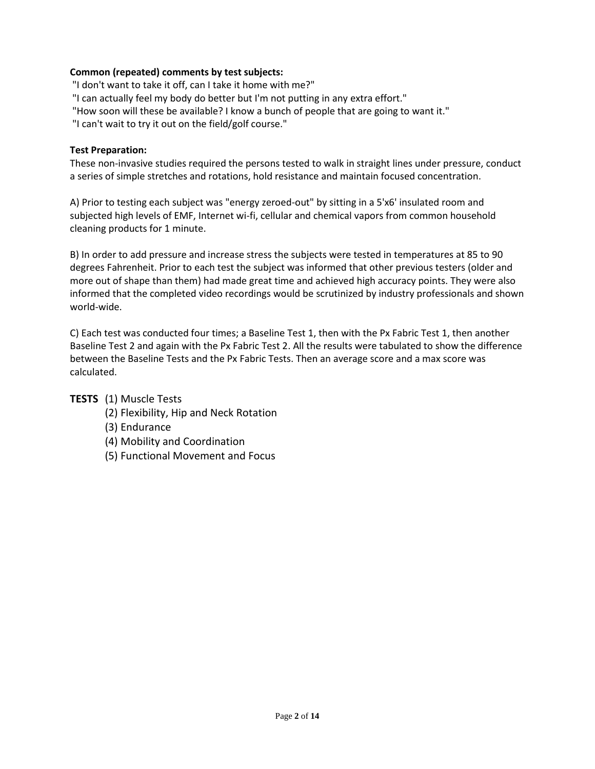**Common (repeated) comments by test subjects:**

"I don't want to take it off, can I take it home with me?"
"I can actually feel my body do better but I'm not putting in any extra effort."
"How soon will these be available? I know a bunch of people that are going to want it."
"I can't wait to try it out on the field/golf course."

**Test Preparation:**

These non-invasive studies required the persons tested to walk in straight lines under pressure, conduct a series of simple stretches and rotations, hold resistance and maintain focused concentration.

A) Prior to testing each subject was "energy zeroed-out" by sitting in a 5'x6' insulated room and subjected high levels of EMF, Internet wi-fi, cellular and chemical vapors from common household cleaning products for 1 minute.

B) In order to add pressure and increase stress the subjects were tested in temperatures at 85 to 90 degrees Fahrenheit. Prior to each test the subject was informed that other previous testers (older and more out of shape than them) had made great time and achieved high accuracy points. They were also informed that the completed video recordings would be scrutinized by industry professionals and shown world-wide.

C) Each test was conducted four times; a Baseline Test 1, then with the Px Fabric Test 1, then another Baseline Test 2 and again with the Px Fabric Test 2. All the results were tabulated to show the difference between the Baseline Tests and the Px Fabric Tests. Then an average score and a max score was calculated.

**TESTS**
(1) Muscle Tests
(2) Flexibility, Hip and Neck Rotation
(3) Endurance
(4) Mobility and Coordination
(5) Functional Movement and Focus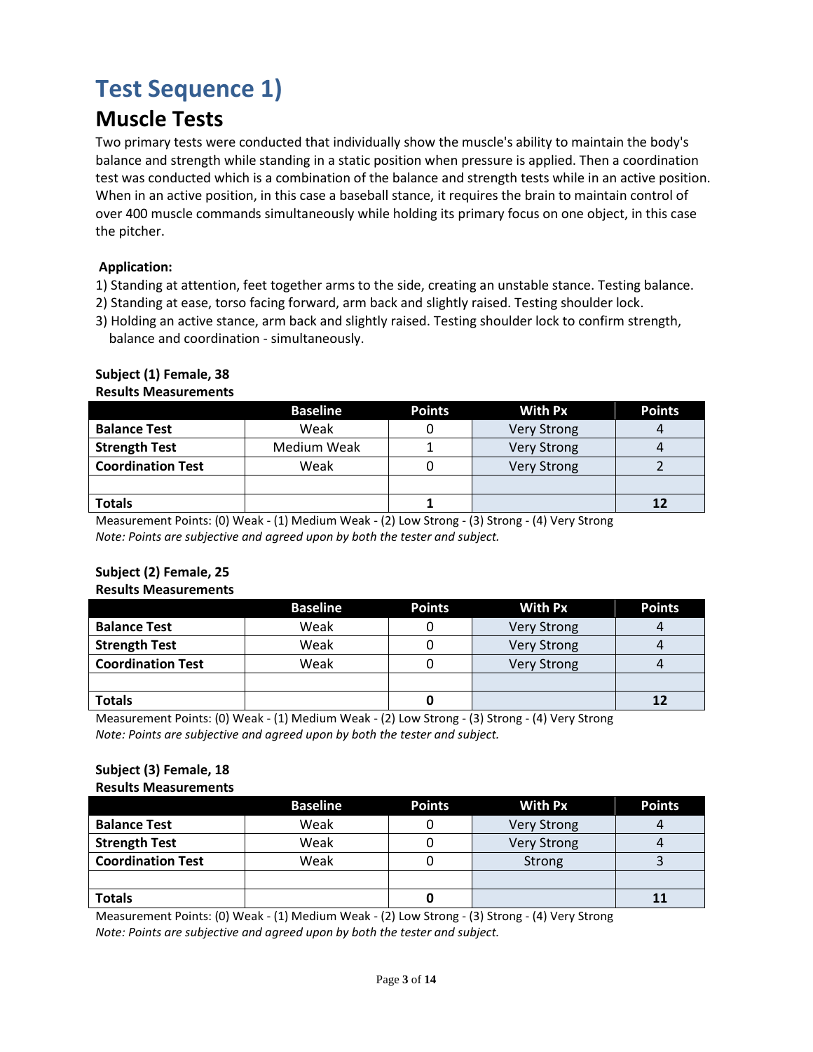# Test Sequence 1)

## Muscle Tests

Two primary tests were conducted that individually show the muscle's ability to maintain the body's balance and strength while standing in a static position when pressure is applied. Then a coordination test was conducted which is a combination of the balance and strength tests while in an active position. When in an active position, in this case a baseball stance, it requires the brain to maintain control of over 400 muscle commands simultaneously while holding its primary focus on one object, in this case the pitcher.

**Application:**

1) Standing at attention, feet together arms to the side, creating an unstable stance. Testing balance.
2) Standing at ease, torso facing forward, arm back and slightly raised. Testing shoulder lock.
3) Holding an active stance, arm back and slightly raised. Testing shoulder lock to confirm strength, balance and coordination - simultaneously.

**Subject (1) Female, 38**
**Results Measurements**

| | Baseline | Points | With Px | Points |
|---|---|---|---|---|
| **Balance Test** | Weak | 0 | Very Strong | 4 |
| **Strength Test** | Medium Weak | 1 | Very Strong | 4 |
| **Coordination Test** | Weak | 0 | Very Strong | 2 |
| | | | | |
| **Totals** | | **1** | | **12** |

Measurement Points: (0) Weak - (1) Medium Weak - (2) Low Strong - (3) Strong - (4) Very Strong
*Note: Points are subjective and agreed upon by both the tester and subject.*

**Subject (2) Female, 25**
**Results Measurements**

| | Baseline | Points | With Px | Points |
|---|---|---|---|---|
| **Balance Test** | Weak | 0 | Very Strong | 4 |
| **Strength Test** | Weak | 0 | Very Strong | 4 |
| **Coordination Test** | Weak | 0 | Very Strong | 4 |
| | | | | |
| **Totals** | | **0** | | **12** |

Measurement Points: (0) Weak - (1) Medium Weak - (2) Low Strong - (3) Strong - (4) Very Strong
*Note: Points are subjective and agreed upon by both the tester and subject.*

**Subject (3) Female, 18**
**Results Measurements**

| | Baseline | Points | With Px | Points |
|---|---|---|---|---|
| **Balance Test** | Weak | 0 | Very Strong | 4 |
| **Strength Test** | Weak | 0 | Very Strong | 4 |
| **Coordination Test** | Weak | 0 | Strong | 3 |
| | | | | |
| **Totals** | | **0** | | **11** |

Measurement Points: (0) Weak - (1) Medium Weak - (2) Low Strong - (3) Strong - (4) Very Strong
*Note: Points are subjective and agreed upon by both the tester and subject.*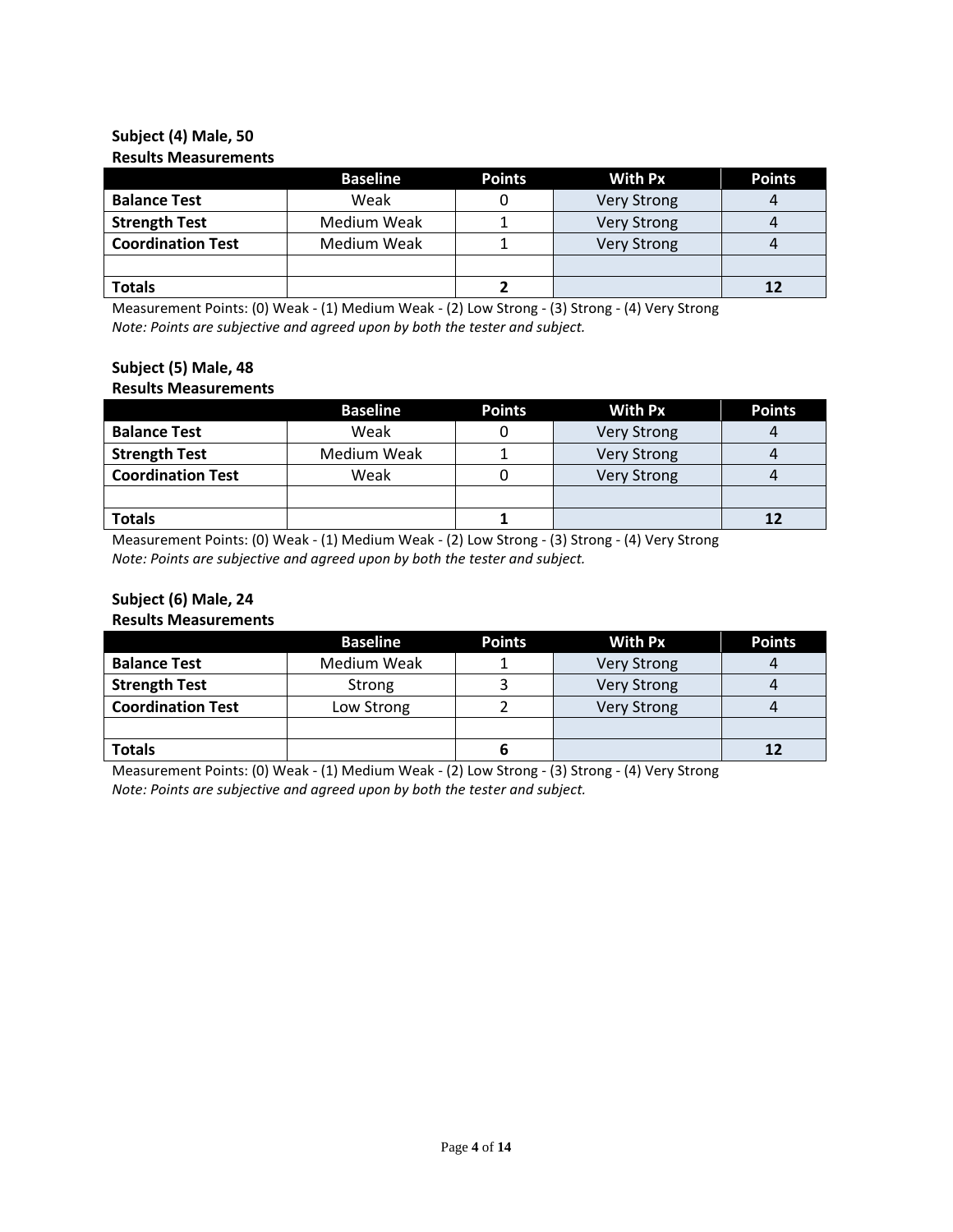**Subject (4) Male, 50**
**Results Measurements**

| | Baseline | Points | With Px | Points |
|---|---|---|---|---|
| **Balance Test** | Weak | 0 | Very Strong | 4 |
| **Strength Test** | Medium Weak | 1 | Very Strong | 4 |
| **Coordination Test** | Medium Weak | 1 | Very Strong | 4 |
| | | | | |
| **Totals** | | **2** | | **12** |

Measurement Points: (0) Weak - (1) Medium Weak - (2) Low Strong - (3) Strong - (4) Very Strong
*Note: Points are subjective and agreed upon by both the tester and subject.*

**Subject (5) Male, 48**
**Results Measurements**

| | Baseline | Points | With Px | Points |
|---|---|---|---|---|
| **Balance Test** | Weak | 0 | Very Strong | 4 |
| **Strength Test** | Medium Weak | 1 | Very Strong | 4 |
| **Coordination Test** | Weak | 0 | Very Strong | 4 |
| | | | | |
| **Totals** | | **1** | | **12** |

Measurement Points: (0) Weak - (1) Medium Weak - (2) Low Strong - (3) Strong - (4) Very Strong
*Note: Points are subjective and agreed upon by both the tester and subject.*

**Subject (6) Male, 24**
**Results Measurements**

| | Baseline | Points | With Px | Points |
|---|---|---|---|---|
| **Balance Test** | Medium Weak | 1 | Very Strong | 4 |
| **Strength Test** | Strong | 3 | Very Strong | 4 |
| **Coordination Test** | Low Strong | 2 | Very Strong | 4 |
| | | | | |
| **Totals** | | **6** | | **12** |

Measurement Points: (0) Weak - (1) Medium Weak - (2) Low Strong - (3) Strong - (4) Very Strong
*Note: Points are subjective and agreed upon by both the tester and subject.*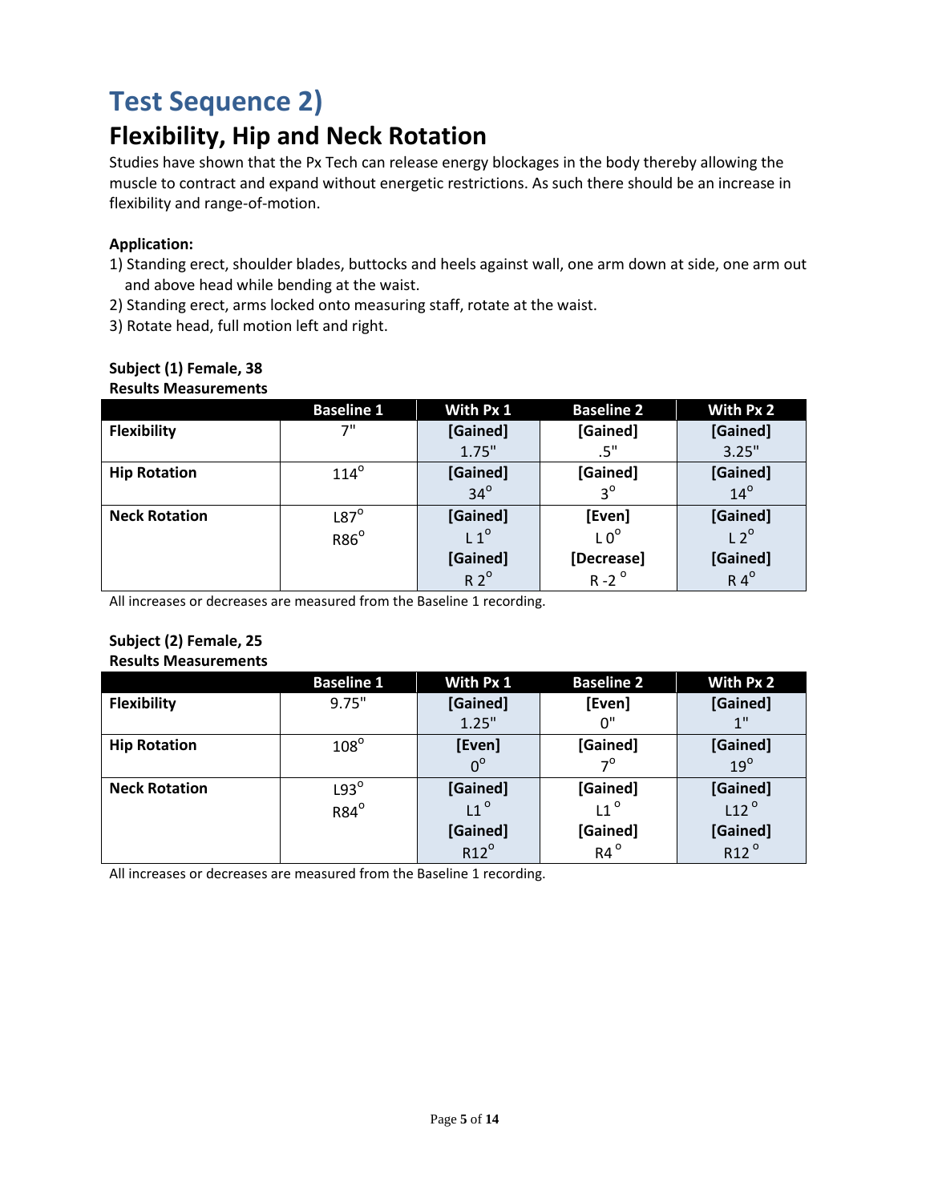# Test Sequence 2)

## Flexibility, Hip and Neck Rotation

Studies have shown that the Px Tech can release energy blockages in the body thereby allowing the muscle to contract and expand without energetic restrictions. As such there should be an increase in flexibility and range-of-motion.

**Application:**

1) Standing erect, shoulder blades, buttocks and heels against wall, one arm down at side, one arm out and above head while bending at the waist.
2) Standing erect, arms locked onto measuring staff, rotate at the waist.
3) Rotate head, full motion left and right.

**Subject (1) Female, 38**
**Results Measurements**

| | Baseline 1 | With Px 1 | Baseline 2 | With Px 2 |
|---|---|---|---|---|
| **Flexibility** | 7" | **[Gained]** 1.75" | **[Gained]** .5" | **[Gained]** 3.25" |
| **Hip Rotation** | 114° | **[Gained]** 34° | **[Gained]** 3° | **[Gained]** 14° |
| **Neck Rotation** | L87° R86° | **[Gained]** L 1° **[Gained]** R 2° | **[Even]** L 0° **[Decrease]** R -2 ° | **[Gained]** L 2° **[Gained]** R 4° |

All increases or decreases are measured from the Baseline 1 recording.

**Subject (2) Female, 25**
**Results Measurements**

| | Baseline 1 | With Px 1 | Baseline 2 | With Px 2 |
|---|---|---|---|---|
| **Flexibility** | 9.75" | **[Gained]** 1.25" | **[Even]** 0" | **[Gained]** 1" |
| **Hip Rotation** | 108° | **[Even]** 0° | **[Gained]** 7° | **[Gained]** 19° |
| **Neck Rotation** | L93° R84° | **[Gained]** L1 ° **[Gained]** R12° | **[Gained]** L1 ° **[Gained]** R4 ° | **[Gained]** L12 ° **[Gained]** R12 ° |

All increases or decreases are measured from the Baseline 1 recording.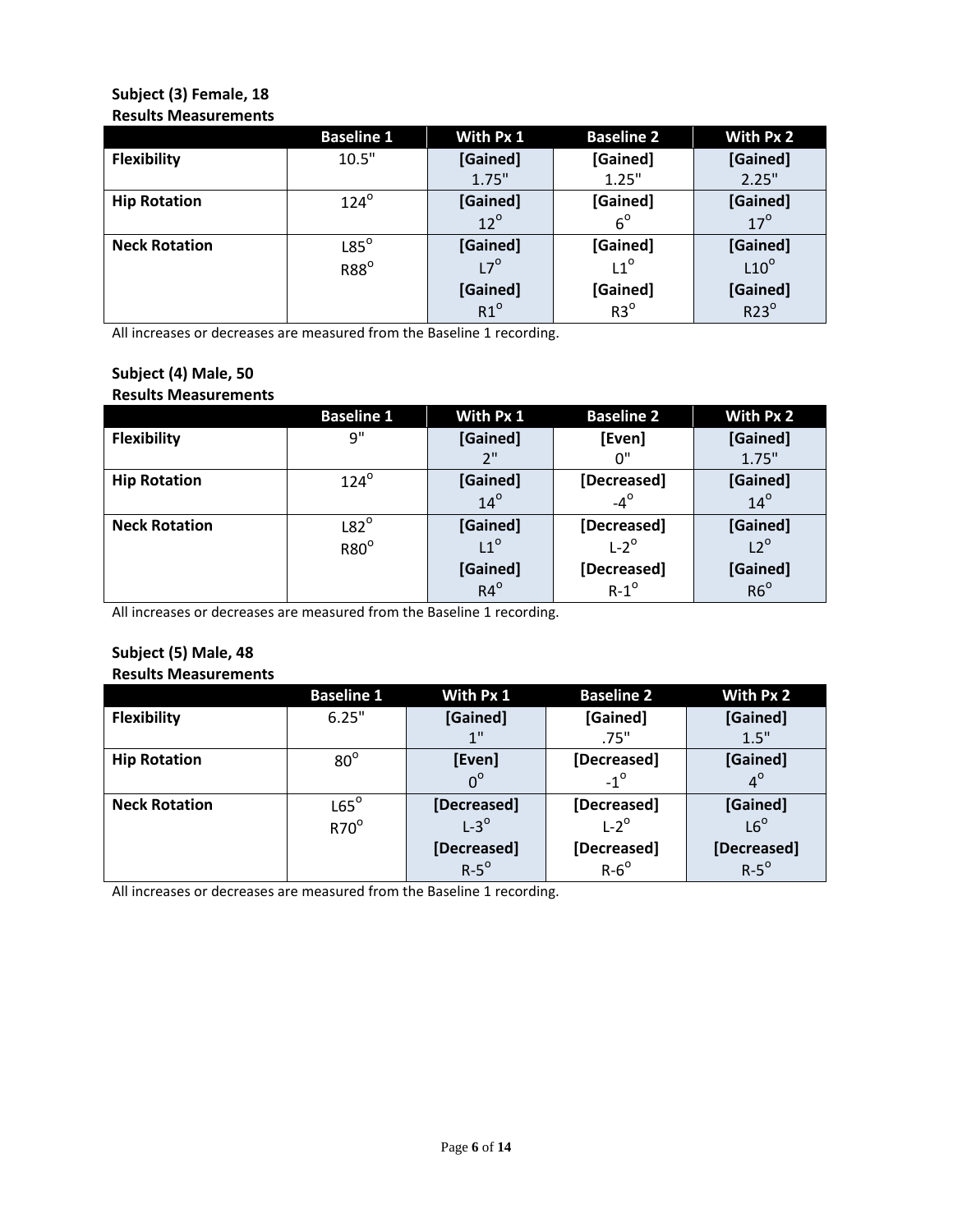**Subject (3) Female, 18**
**Results Measurements**

| | Baseline 1 | With Px 1 | Baseline 2 | With Px 2 |
|---|---|---|---|---|
| **Flexibility** | 10.5" | [Gained] 1.75" | [Gained] 1.25" | [Gained] 2.25" |
| **Hip Rotation** | 124° | [Gained] 12° | [Gained] 6° | [Gained] 17° |
| **Neck Rotation** | L85° R88° | [Gained] L7° [Gained] R1° | [Gained] L1° [Gained] R3° | [Gained] L10° [Gained] R23° |

All increases or decreases are measured from the Baseline 1 recording.

**Subject (4) Male, 50**
**Results Measurements**

| | Baseline 1 | With Px 1 | Baseline 2 | With Px 2 |
|---|---|---|---|---|
| **Flexibility** | 9" | [Gained] 2" | [Even] 0" | [Gained] 1.75" |
| **Hip Rotation** | 124° | [Gained] 14° | [Decreased] -4° | [Gained] 14° |
| **Neck Rotation** | L82° R80° | [Gained] L1° [Gained] R4° | [Decreased] L-2° [Decreased] R-1° | [Gained] L2° [Gained] R6° |

All increases or decreases are measured from the Baseline 1 recording.

**Subject (5) Male, 48**
**Results Measurements**

| | Baseline 1 | With Px 1 | Baseline 2 | With Px 2 |
|---|---|---|---|---|
| **Flexibility** | 6.25" | [Gained] 1" | [Gained] .75" | [Gained] 1.5" |
| **Hip Rotation** | 80° | [Even] 0° | [Decreased] -1° | [Gained] 4° |
| **Neck Rotation** | L65° R70° | [Decreased] L-3° [Decreased] R-5° | [Decreased] L-2° [Decreased] R-6° | [Gained] L6° [Decreased] R-5° |

All increases or decreases are measured from the Baseline 1 recording.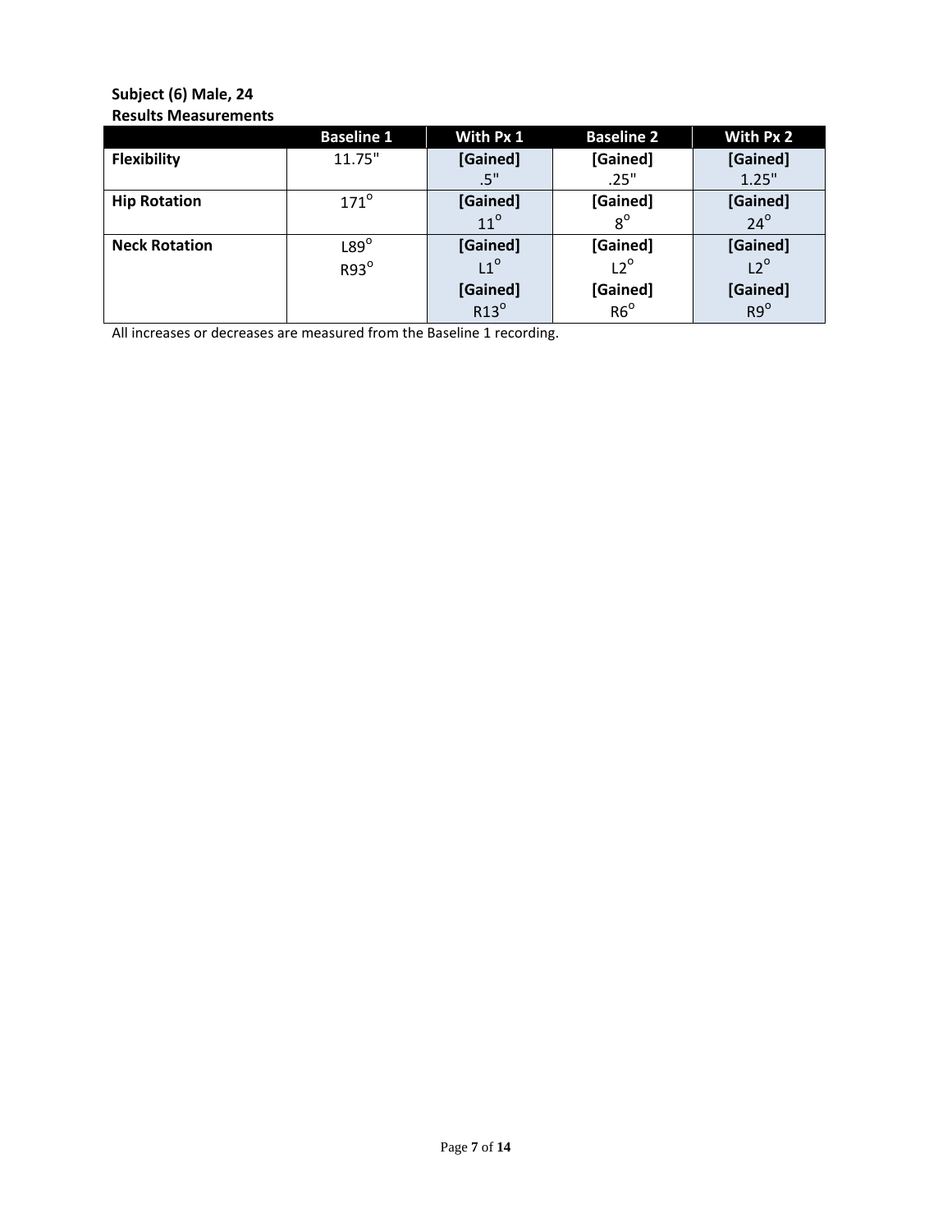**Subject (6) Male, 24**
**Results Measurements**

| | Baseline 1 | With Px 1 | Baseline 2 | With Px 2 |
|---|---|---|---|---|
| **Flexibility** | 11.75" | **[Gained]** .5" | **[Gained]** .25" | **[Gained]** 1.25" |
| **Hip Rotation** | $171^{o}$ | **[Gained]** $11^{o}$ | **[Gained]** $8^{o}$ | **[Gained]** $24^{o}$ |
| **Neck Rotation** | L$89^{o}$ R$93^{o}$ | **[Gained]** L$1^{o}$ **[Gained]** R$13^{o}$ | **[Gained]** L$2^{o}$ **[Gained]** R$6^{o}$ | **[Gained]** L$2^{o}$ **[Gained]** R$9^{o}$ |

All increases or decreases are measured from the Baseline 1 recording.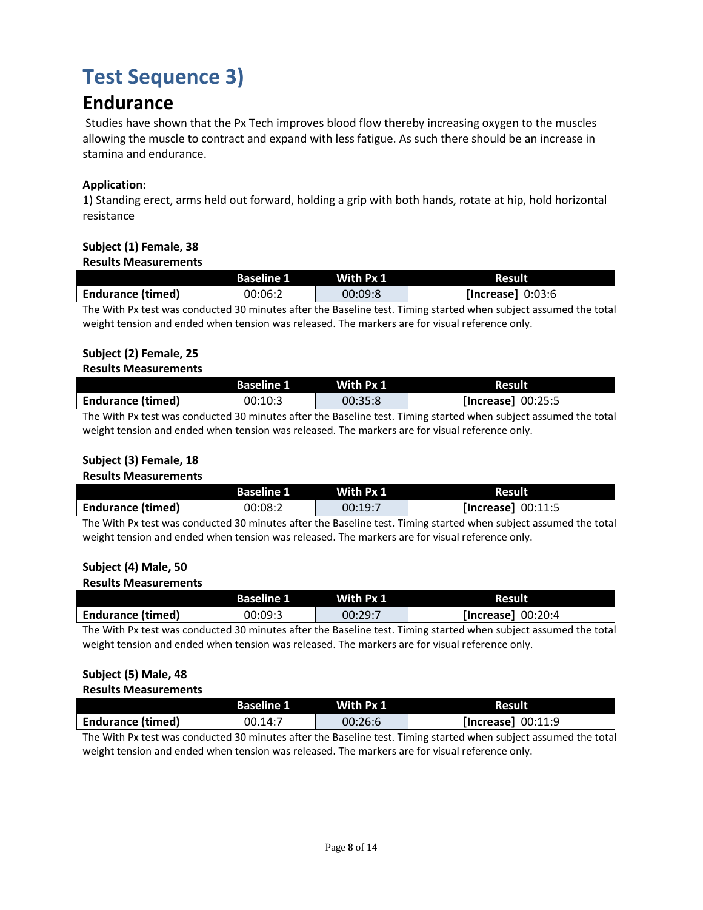# Test Sequence 3)

## Endurance

Studies have shown that the Px Tech improves blood flow thereby increasing oxygen to the muscles allowing the muscle to contract and expand with less fatigue. As such there should be an increase in stamina and endurance.

**Application:**

1) Standing erect, arms held out forward, holding a grip with both hands, rotate at hip, hold horizontal resistance

**Subject (1) Female, 38**

**Results Measurements**

| | Baseline 1 | With Px 1 | Result |
|---|---|---|---|
| **Endurance (timed)** | 00:06:2 | 00:09:8 | **[Increase]** 0:03:6 |

The With Px test was conducted 30 minutes after the Baseline test. Timing started when subject assumed the total weight tension and ended when tension was released. The markers are for visual reference only.

**Subject (2) Female, 25**

**Results Measurements**

| | Baseline 1 | With Px 1 | Result |
|---|---|---|---|
| **Endurance (timed)** | 00:10:3 | 00:35:8 | **[Increase]** 00:25:5 |

The With Px test was conducted 30 minutes after the Baseline test. Timing started when subject assumed the total weight tension and ended when tension was released. The markers are for visual reference only.

**Subject (3) Female, 18**

**Results Measurements**

| | Baseline 1 | With Px 1 | Result |
|---|---|---|---|
| **Endurance (timed)** | 00:08:2 | 00:19:7 | **[Increase]** 00:11:5 |

The With Px test was conducted 30 minutes after the Baseline test. Timing started when subject assumed the total weight tension and ended when tension was released. The markers are for visual reference only.

**Subject (4) Male, 50**

**Results Measurements**

| | Baseline 1 | With Px 1 | Result |
|---|---|---|---|
| **Endurance (timed)** | 00:09:3 | 00:29:7 | **[Increase]** 00:20:4 |

The With Px test was conducted 30 minutes after the Baseline test. Timing started when subject assumed the total weight tension and ended when tension was released. The markers are for visual reference only.

**Subject (5) Male, 48**

**Results Measurements**

| | Baseline 1 | With Px 1 | Result |
|---|---|---|---|
| **Endurance (timed)** | 00.14:7 | 00:26:6 | **[Increase]** 00:11:9 |

The With Px test was conducted 30 minutes after the Baseline test. Timing started when subject assumed the total weight tension and ended when tension was released. The markers are for visual reference only.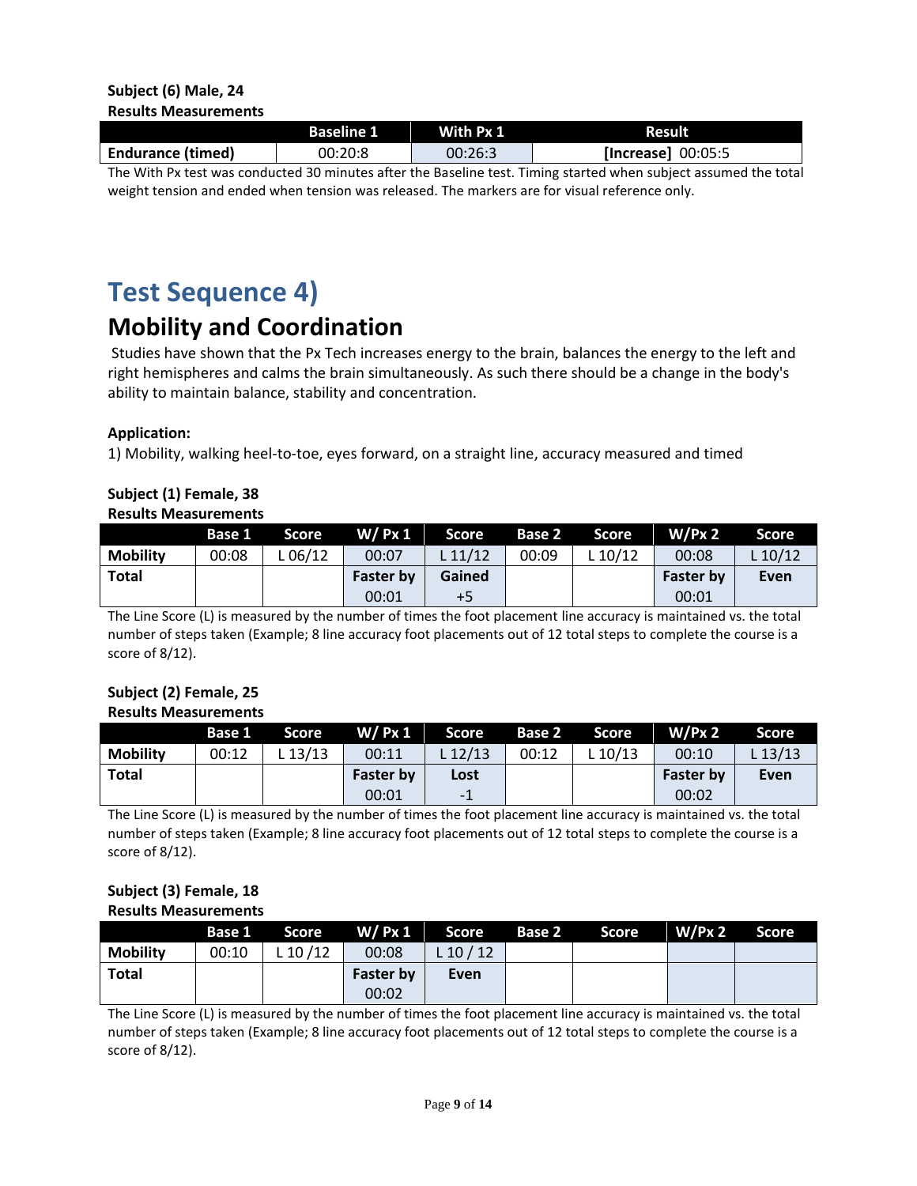**Subject (6) Male, 24**
**Results Measurements**

| | Baseline 1 | With Px 1 | Result |
|---|---|---|---|
| **Endurance (timed)** | 00:20:8 | 00:26:3 | **[Increase]** 00:05:5 |

The With Px test was conducted 30 minutes after the Baseline test. Timing started when subject assumed the total weight tension and ended when tension was released. The markers are for visual reference only.

# Test Sequence 4)

## Mobility and Coordination

Studies have shown that the Px Tech increases energy to the brain, balances the energy to the left and right hemispheres and calms the brain simultaneously. As such there should be a change in the body's ability to maintain balance, stability and concentration.

**Application:**

1) Mobility, walking heel-to-toe, eyes forward, on a straight line, accuracy measured and timed

**Subject (1) Female, 38**
**Results Measurements**

| | Base 1 | Score | W/ Px 1 | Score | Base 2 | Score | W/Px 2 | Score |
|---|---|---|---|---|---|---|---|---|
| **Mobility** | 00:08 | L 06/12 | 00:07 | L 11/12 | 00:09 | L 10/12 | 00:08 | L 10/12 |
| **Total** | | | **Faster by** 00:01 | **Gained** +5 | | | **Faster by** 00:01 | **Even** |

The Line Score (L) is measured by the number of times the foot placement line accuracy is maintained vs. the total number of steps taken (Example; 8 line accuracy foot placements out of 12 total steps to complete the course is a score of 8/12).

**Subject (2) Female, 25**
**Results Measurements**

| | Base 1 | Score | W/ Px 1 | Score | Base 2 | Score | W/Px 2 | Score |
|---|---|---|---|---|---|---|---|---|
| **Mobility** | 00:12 | L 13/13 | 00:11 | L 12/13 | 00:12 | L 10/13 | 00:10 | L 13/13 |
| **Total** | | | **Faster by** 00:01 | **Lost** -1 | | | **Faster by** 00:02 | **Even** |

The Line Score (L) is measured by the number of times the foot placement line accuracy is maintained vs. the total number of steps taken (Example; 8 line accuracy foot placements out of 12 total steps to complete the course is a score of 8/12).

**Subject (3) Female, 18**
**Results Measurements**

| | Base 1 | Score | W/ Px 1 | Score | Base 2 | Score | W/Px 2 | Score |
|---|---|---|---|---|---|---|---|---|
| **Mobility** | 00:10 | L 10 /12 | 00:08 | L 10 / 12 | | | | |
| **Total** | | | **Faster by** 00:02 | **Even** | | | | |

The Line Score (L) is measured by the number of times the foot placement line accuracy is maintained vs. the total number of steps taken (Example; 8 line accuracy foot placements out of 12 total steps to complete the course is a score of 8/12).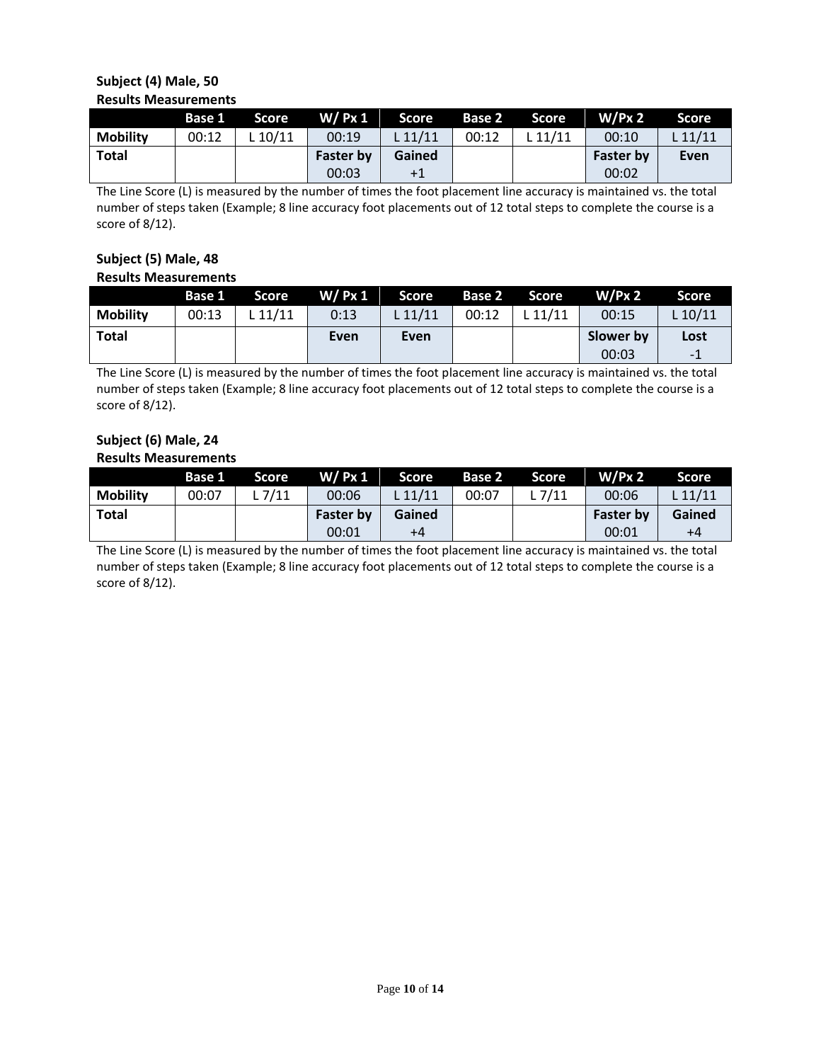**Subject (4) Male, 50**

**Results Measurements**

| | Base 1 | Score | W/ Px 1 | Score | Base 2 | Score | W/Px 2 | Score |
|---|---|---|---|---|---|---|---|---|
| **Mobility** | 00:12 | L 10/11 | 00:19 | L 11/11 | 00:12 | L 11/11 | 00:10 | L 11/11 |
| **Total** | | | **Faster by** 00:03 | **Gained** +1 | | | **Faster by** 00:02 | **Even** |

The Line Score (L) is measured by the number of times the foot placement line accuracy is maintained vs. the total number of steps taken (Example; 8 line accuracy foot placements out of 12 total steps to complete the course is a score of 8/12).

**Subject (5) Male, 48**

**Results Measurements**

| | Base 1 | Score | W/ Px 1 | Score | Base 2 | Score | W/Px 2 | Score |
|---|---|---|---|---|---|---|---|---|
| **Mobility** | 00:13 | L 11/11 | 0:13 | L 11/11 | 00:12 | L 11/11 | 00:15 | L 10/11 |
| **Total** | | | **Even** | **Even** | | | **Slower by** 00:03 | **Lost** -1 |

The Line Score (L) is measured by the number of times the foot placement line accuracy is maintained vs. the total number of steps taken (Example; 8 line accuracy foot placements out of 12 total steps to complete the course is a score of 8/12).

**Subject (6) Male, 24**

**Results Measurements**

| | Base 1 | Score | W/ Px 1 | Score | Base 2 | Score | W/Px 2 | Score |
|---|---|---|---|---|---|---|---|---|
| **Mobility** | 00:07 | L 7/11 | 00:06 | L 11/11 | 00:07 | L 7/11 | 00:06 | L 11/11 |
| **Total** | | | **Faster by** 00:01 | **Gained** +4 | | | **Faster by** 00:01 | **Gained** +4 |

The Line Score (L) is measured by the number of times the foot placement line accuracy is maintained vs. the total number of steps taken (Example; 8 line accuracy foot placements out of 12 total steps to complete the course is a score of 8/12).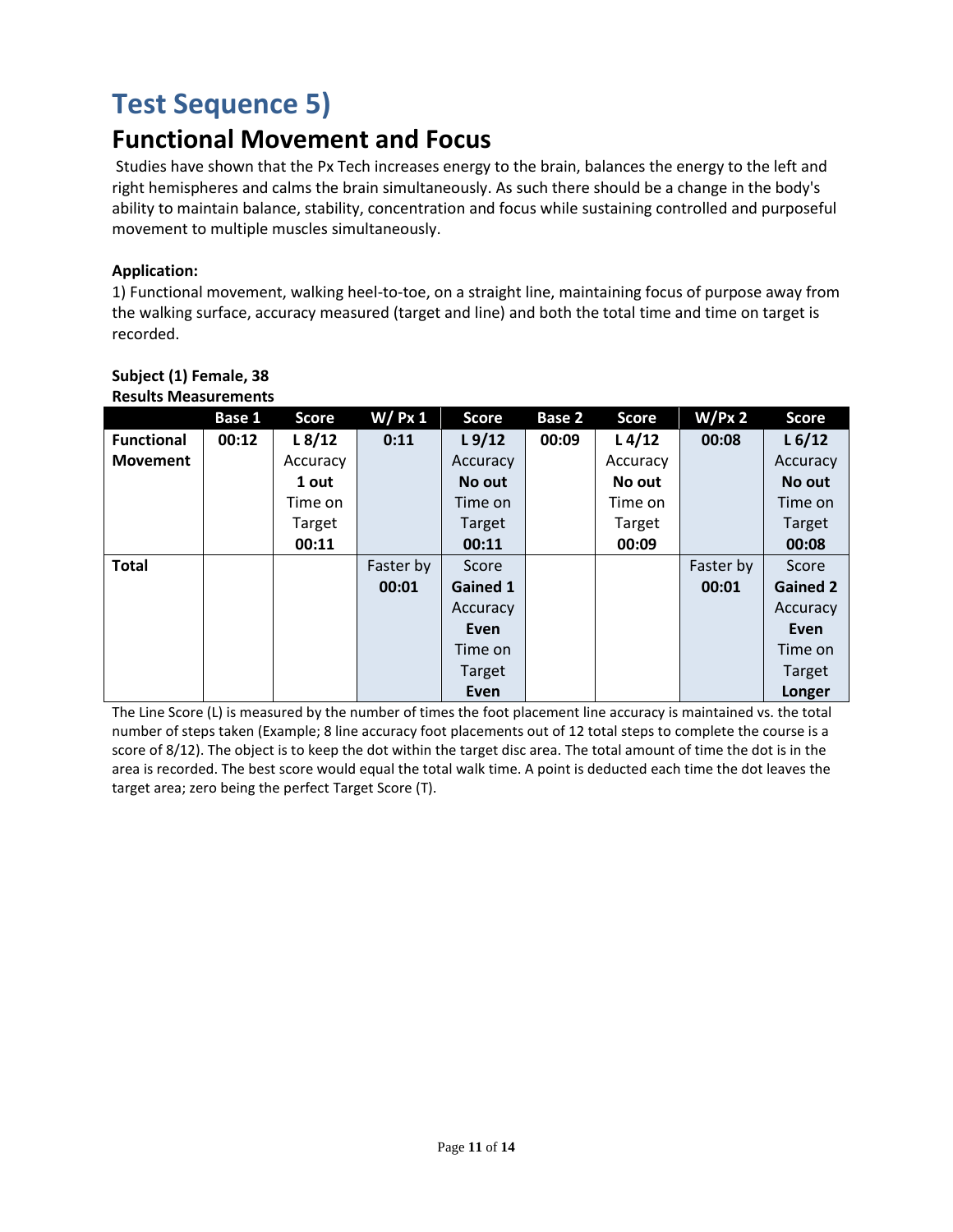# Test Sequence 5)

## Functional Movement and Focus

Studies have shown that the Px Tech increases energy to the brain, balances the energy to the left and right hemispheres and calms the brain simultaneously. As such there should be a change in the body's ability to maintain balance, stability, concentration and focus while sustaining controlled and purposeful movement to multiple muscles simultaneously.

**Application:**

1) Functional movement, walking heel-to-toe, on a straight line, maintaining focus of purpose away from the walking surface, accuracy measured (target and line) and both the total time and time on target is recorded.

**Subject (1) Female, 38**
**Results Measurements**

| | Base 1 | Score | W/ Px 1 | Score | Base 2 | Score | W/Px 2 | Score |
|---|---|---|---|---|---|---|---|---|
| **Functional Movement** | **00:12** | **L 8/12** Accuracy **1 out** Time on Target **00:11** | **0:11** | **L 9/12** Accuracy **No out** Time on Target **00:11** | **00:09** | **L 4/12** Accuracy **No out** Time on Target **00:09** | **00:08** | **L 6/12** Accuracy **No out** Time on Target **00:08** |
| **Total** | | | Faster by **00:01** | Score **Gained 1** Accuracy **Even** Time on Target **Even** | | | Faster by **00:01** | Score **Gained 2** Accuracy **Even** Time on Target **Longer** |

The Line Score (L) is measured by the number of times the foot placement line accuracy is maintained vs. the total number of steps taken (Example; 8 line accuracy foot placements out of 12 total steps to complete the course is a score of 8/12). The object is to keep the dot within the target disc area. The total amount of time the dot is in the area is recorded. The best score would equal the total walk time. A point is deducted each time the dot leaves the target area; zero being the perfect Target Score (T).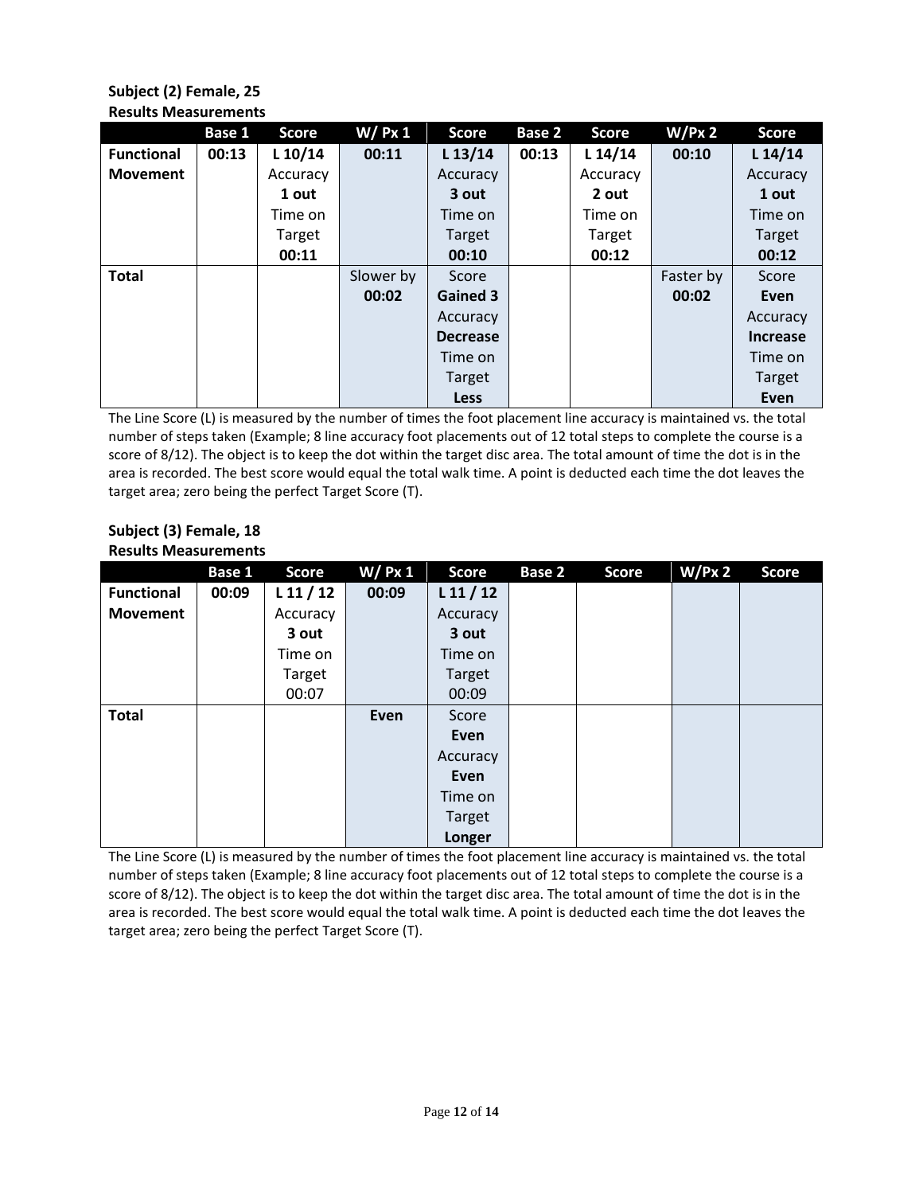**Subject (2) Female, 25**

**Results Measurements**

| | Base 1 | Score | W/ Px 1 | Score | Base 2 | Score | W/Px 2 | Score |
|---|---|---|---|---|---|---|---|---|
| **Functional Movement** | **00:13** | **L 10/14** Accuracy **1 out** Time on Target **00:11** | **00:11** | **L 13/14** Accuracy **3 out** Time on Target **00:10** | **00:13** | **L 14/14** Accuracy **2 out** Time on Target **00:12** | **00:10** | **L 14/14** Accuracy **1 out** Time on Target **00:12** |
| **Total** | | | Slower by **00:02** | Score **Gained 3** Accuracy **Decrease** Time on Target **Less** | | | Faster by **00:02** | Score **Even** Accuracy **Increase** Time on Target **Even** |

The Line Score (L) is measured by the number of times the foot placement line accuracy is maintained vs. the total number of steps taken (Example; 8 line accuracy foot placements out of 12 total steps to complete the course is a score of 8/12). The object is to keep the dot within the target disc area. The total amount of time the dot is in the area is recorded. The best score would equal the total walk time. A point is deducted each time the dot leaves the target area; zero being the perfect Target Score (T).

**Subject (3) Female, 18**

**Results Measurements**

| | Base 1 | Score | W/ Px 1 | Score | Base 2 | Score | W/Px 2 | Score |
|---|---|---|---|---|---|---|---|---|
| **Functional Movement** | **00:09** | **L 11 / 12** Accuracy **3 out** Time on Target 00:07 | **00:09** | **L 11 / 12** Accuracy **3 out** Time on Target 00:09 | | | | |
| **Total** | | | **Even** | Score **Even** Accuracy **Even** Time on Target **Longer** | | | | |

The Line Score (L) is measured by the number of times the foot placement line accuracy is maintained vs. the total number of steps taken (Example; 8 line accuracy foot placements out of 12 total steps to complete the course is a score of 8/12). The object is to keep the dot within the target disc area. The total amount of time the dot is in the area is recorded. The best score would equal the total walk time. A point is deducted each time the dot leaves the target area; zero being the perfect Target Score (T).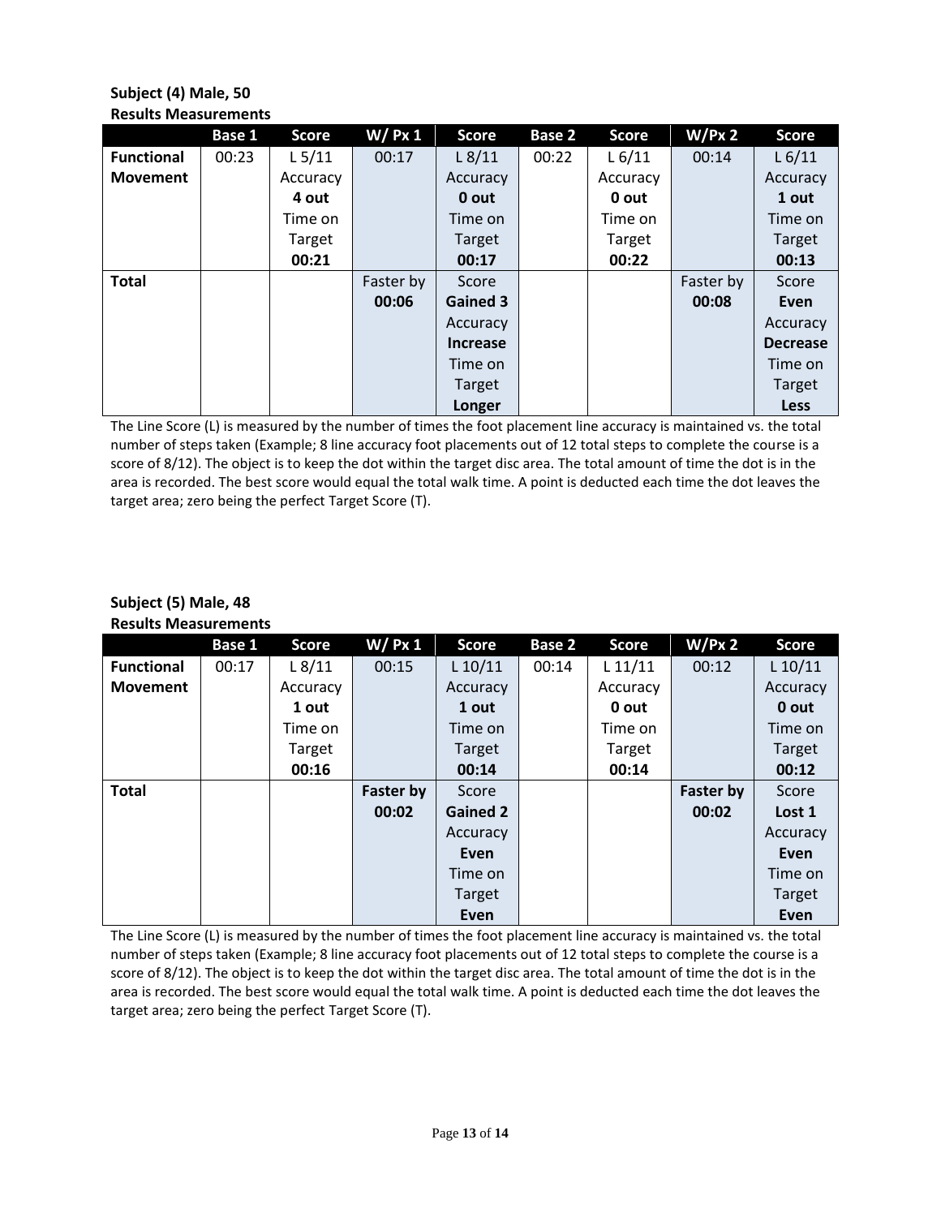**Subject (4) Male, 50**
**Results Measurements**

| | Base 1 | Score | W/ Px 1 | Score | Base 2 | Score | W/Px 2 | Score |
|---|---|---|---|---|---|---|---|---|
| **Functional Movement** | 00:23 | L 5/11 Accuracy **4 out** Time on Target **00:21** | 00:17 | L 8/11 Accuracy **0 out** Time on Target **00:17** | 00:22 | L 6/11 Accuracy **0 out** Time on Target **00:22** | 00:14 | L 6/11 Accuracy **1 out** Time on Target **00:13** |
| **Total** | | | Faster by **00:06** | Score **Gained 3** Accuracy **Increase** Time on Target **Longer** | | | Faster by **00:08** | Score **Even** Accuracy **Decrease** Time on Target **Less** |

The Line Score (L) is measured by the number of times the foot placement line accuracy is maintained vs. the total number of steps taken (Example; 8 line accuracy foot placements out of 12 total steps to complete the course is a score of 8/12). The object is to keep the dot within the target disc area. The total amount of time the dot is in the area is recorded. The best score would equal the total walk time. A point is deducted each time the dot leaves the target area; zero being the perfect Target Score (T).

**Subject (5) Male, 48**
**Results Measurements**

| | Base 1 | Score | W/ Px 1 | Score | Base 2 | Score | W/Px 2 | Score |
|---|---|---|---|---|---|---|---|---|
| **Functional Movement** | 00:17 | L 8/11 Accuracy **1 out** Time on Target **00:16** | 00:15 | L 10/11 Accuracy **1 out** Time on Target **00:14** | 00:14 | L 11/11 Accuracy **0 out** Time on Target **00:14** | 00:12 | L 10/11 Accuracy **0 out** Time on Target **00:12** |
| **Total** | | | **Faster by 00:02** | Score **Gained 2** Accuracy **Even** Time on Target **Even** | | | **Faster by 00:02** | Score **Lost 1** Accuracy **Even** Time on Target **Even** |

The Line Score (L) is measured by the number of times the foot placement line accuracy is maintained vs. the total number of steps taken (Example; 8 line accuracy foot placements out of 12 total steps to complete the course is a score of 8/12). The object is to keep the dot within the target disc area. The total amount of time the dot is in the area is recorded. The best score would equal the total walk time. A point is deducted each time the dot leaves the target area; zero being the perfect Target Score (T).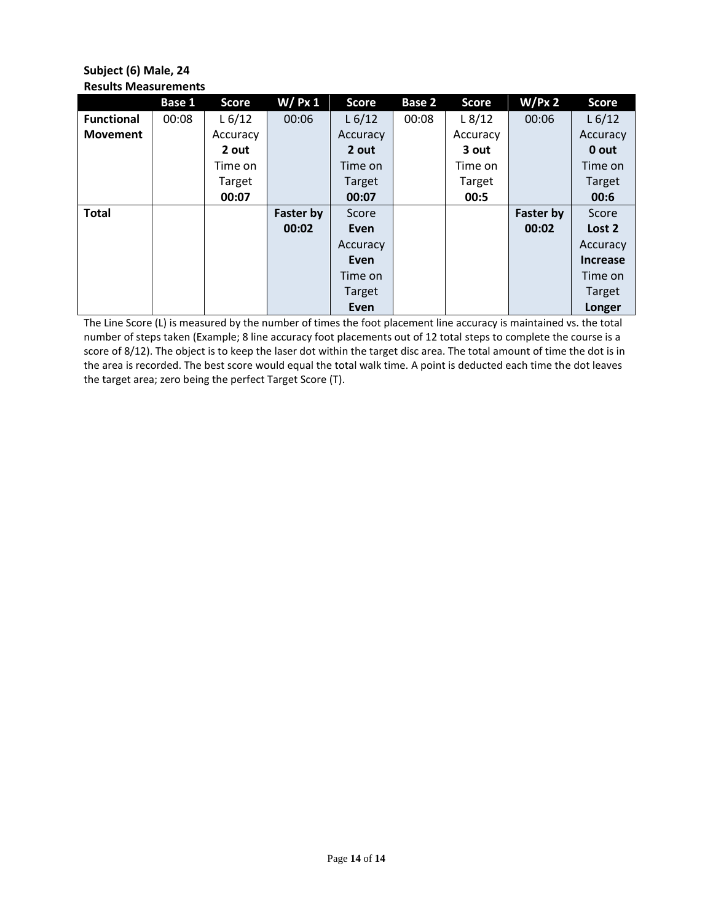**Subject (6) Male, 24**

**Results Measurements**

| | Base 1 | Score | W/ Px 1 | Score | Base 2 | Score | W/Px 2 | Score |
|---|---|---|---|---|---|---|---|---|
| **Functional Movement** | 00:08 | L 6/12 Accuracy **2 out** Time on Target **00:07** | 00:06 | L 6/12 Accuracy **2 out** Time on Target **00:07** | 00:08 | L 8/12 Accuracy **3 out** Time on Target **00:5** | 00:06 | L 6/12 Accuracy **0 out** Time on Target **00:6** |
| **Total** | | | **Faster by 00:02** | Score **Even** Accuracy **Even** Time on Target **Even** | | | **Faster by 00:02** | Score **Lost 2** Accuracy **Increase** Time on Target **Longer** |

The Line Score (L) is measured by the number of times the foot placement line accuracy is maintained vs. the total number of steps taken (Example; 8 line accuracy foot placements out of 12 total steps to complete the course is a score of 8/12). The object is to keep the laser dot within the target disc area. The total amount of time the dot is in the area is recorded. The best score would equal the total walk time. A point is deducted each time the dot leaves the target area; zero being the perfect Target Score (T).